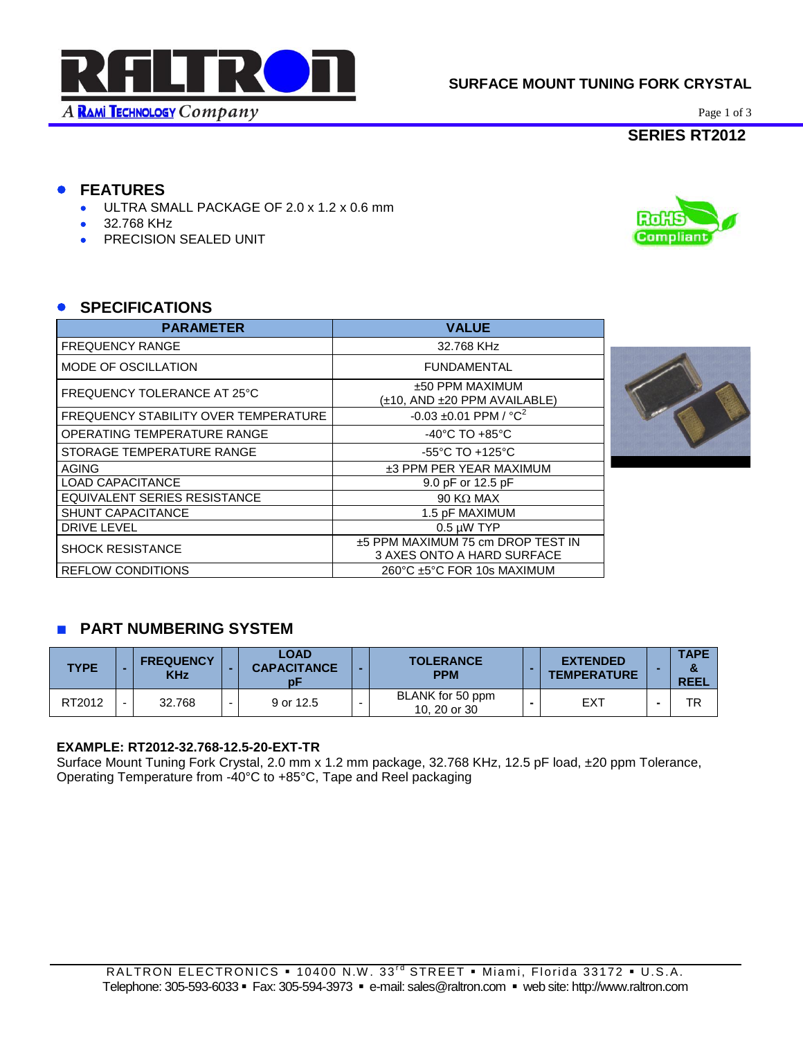# SURFACE MOUNT TUNING FORK CRYSTAL

## SERIES RT2012

## FEATURES

- ULTRA SMALL PACKAGE OF 2.0 x 1.2 x 0.6 mm
- 32.768 KHz
- PRECISION SEALED UNIT

## SPECIFICATIONS

| PARAMETER | VALUE |
|---|---|
| FREQUENCY RANGE | 32.768 KHz |
| MODE OF OSCILLATION | FUNDAMENTAL |
| FREQUENCY TOLERANCE AT 25°C | ±50 PPM MAXIMUM (±10, AND ±20 PPM AVAILABLE) |
| FREQUENCY STABILITY OVER TEMPERATURE | -0.03 ±0.01 PPM / $°C^2$ |
| OPERATING TEMPERATURE RANGE | -40°C TO +85°C |
| STORAGE TEMPERATURE RANGE | -55°C TO +125°C |
| AGING | ±3 PPM PER YEAR MAXIMUM |
| LOAD CAPACITANCE | 9.0 pF or 12.5 pF |
| EQUIVALENT SERIES RESISTANCE | 90 KΩ MAX |
| SHUNT CAPACITANCE | 1.5 pF MAXIMUM |
| DRIVE LEVEL | 0.5 µW TYP |
| SHOCK RESISTANCE | ±5 PPM MAXIMUM 75 cm DROP TEST IN 3 AXES ONTO A HARD SURFACE |
| REFLOW CONDITIONS | 260°C ±5°C FOR 10s MAXIMUM |

## PART NUMBERING SYSTEM

| TYPE | - | FREQUENCY KHz | - | LOAD CAPACITANCE pF | - | TOLERANCE PPM | - | EXTENDED TEMPERATURE | - | TAPE & REEL |
|---|---|---|---|---|---|---|---|---|---|---|
| RT2012 | - | 32.768 | - | 9 or 12.5 | - | BLANK for 50 ppm 10, 20 or 30 | - | EXT | - | TR |

**EXAMPLE: RT2012-32.768-12.5-20-EXT-TR**

Surface Mount Tuning Fork Crystal, 2.0 mm x 1.2 mm package, 32.768 KHz, 12.5 pF load, ±20 ppm Tolerance, Operating Temperature from -40°C to +85°C, Tape and Reel packaging

RALTRON ELECTRONICS ▪ 10400 N.W. 33rd STREET ▪ Miami, Florida 33172 ▪ U.S.A.
Telephone: 305-593-6033 ▪ Fax: 305-594-3973 ▪ e-mail: sales@raltron.com ▪ web site: http://www.raltron.com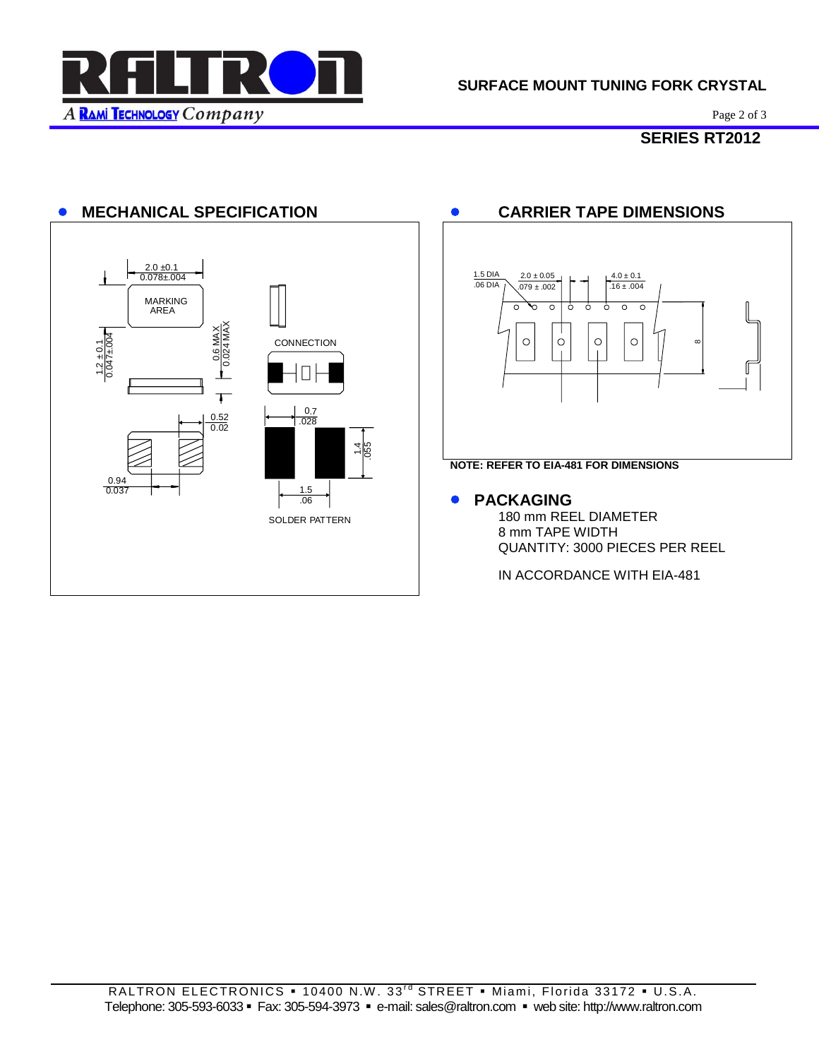## MECHANICAL SPECIFICATION

2.0 ±0.1
0.078±.004

MARKING AREA

1.2 ± 0.1
0.047±.004

0.6 MAX
0.024 MAX

CONNECTION

0.52
0.02

0.94
0.037

0.7
.028

1.4
.055

1.5
.06

SOLDER PATTERN

## CARRIER TAPE DIMENSIONS

1.5 DIA
.06 DIA

2.0 ± 0.05
.079 ± .002

4.0 ± 0.1
.16 ± .004

8

**NOTE: REFER TO EIA-481 FOR DIMENSIONS**

## PACKAGING

180 mm REEL DIAMETER
8 mm TAPE WIDTH
QUANTITY: 3000 PIECES PER REEL

IN ACCORDANCE WITH EIA-481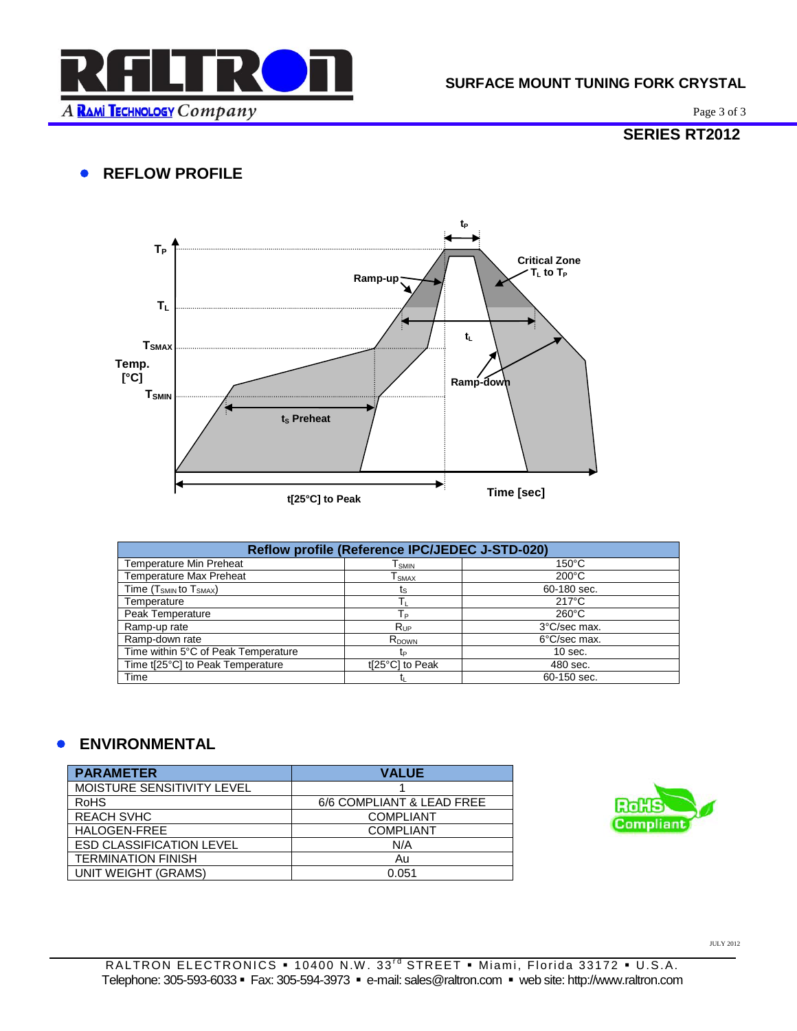## SURFACE MOUNT TUNING FORK CRYSTAL

## SERIES RT2012

## REFLOW PROFILE

$T_P$
$T_L$
$T_{SMAX}$
Temp. [°C]
$T_{SMIN}$
$t_P$
Ramp-up
Critical Zone $T_L$ to $T_P$
$t_L$
Ramp-down
$t_S$ Preheat
t[25°C] to Peak
Time [sec]

| Reflow profile (Reference IPC/JEDEC J-STD-020) | | |
|---|---|---|
| Temperature Min Preheat | $T_{SMIN}$ | 150°C |
| Temperature Max Preheat | $T_{SMAX}$ | 200°C |
| Time ($T_{SMIN}$ to $T_{SMAX}$) | $t_S$ | 60-180 sec. |
| Temperature | $T_L$ | 217°C |
| Peak Temperature | $T_P$ | 260°C |
| Ramp-up rate | $R_{UP}$ | 3°C/sec max. |
| Ramp-down rate | $R_{DOWN}$ | 6°C/sec max. |
| Time within 5°C of Peak Temperature | $t_P$ | 10 sec. |
| Time t[25°C] to Peak Temperature | t[25°C] to Peak | 480 sec. |
| Time | $t_L$ | 60-150 sec. |

## ENVIRONMENTAL

| PARAMETER | VALUE |
|---|---|
| MOISTURE SENSITIVITY LEVEL | 1 |
| RoHS | 6/6 COMPLIANT & LEAD FREE |
| REACH SVHC | COMPLIANT |
| HALOGEN-FREE | COMPLIANT |
| ESD CLASSIFICATION LEVEL | N/A |
| TERMINATION FINISH | Au |
| UNIT WEIGHT (GRAMS) | 0.051 |

RoHS Compliant

JULY 2012

RALTRON ELECTRONICS ▪ 10400 N.W. 33rd STREET ▪ Miami, Florida 33172 ▪ U.S.A.
Telephone: 305-593-6033 ▪ Fax: 305-594-3973 ▪ e-mail: sales@raltron.com ▪ web site: http://www.raltron.com